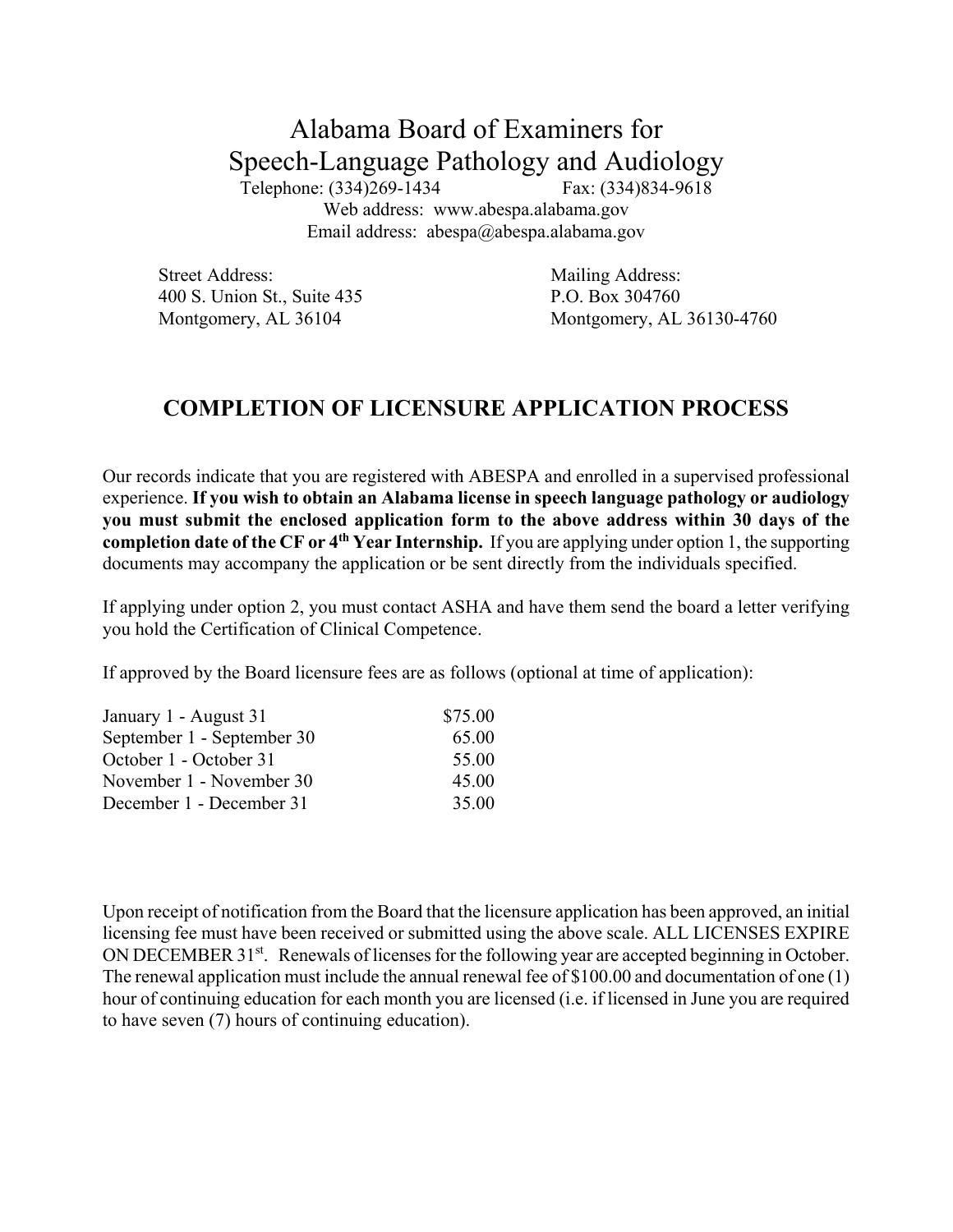# Alabama Board of Examiners for Speech-Language Pathology and Audiology

Telephone: (334)269-1434 Fax: (334)834-9618

Web address: www.abespa.alabama.gov

Email address: abespa@abespa.alabama.gov

Street Address:
400 S. Union St., Suite 435
Montgomery, AL 36104

Mailing Address:
P.O. Box 304760
Montgomery, AL 36130-4760

## COMPLETION OF LICENSURE APPLICATION PROCESS

Our records indicate that you are registered with ABESPA and enrolled in a supervised professional experience. **If you wish to obtain an Alabama license in speech language pathology or audiology you must submit the enclosed application form to the above address within 30 days of the completion date of the CF or 4th Year Internship.** If you are applying under option 1, the supporting documents may accompany the application or be sent directly from the individuals specified.

If applying under option 2, you must contact ASHA and have them send the board a letter verifying you hold the Certification of Clinical Competence.

If approved by the Board licensure fees are as follows (optional at time of application):

| | |
|---|---|
| January 1 - August 31 | $75.00 |
| September 1 - September 30 | 65.00 |
| October 1 - October 31 | 55.00 |
| November 1 - November 30 | 45.00 |
| December 1 - December 31 | 35.00 |

Upon receipt of notification from the Board that the licensure application has been approved, an initial licensing fee must have been received or submitted using the above scale. ALL LICENSES EXPIRE ON DECEMBER 31st. Renewals of licenses for the following year are accepted beginning in October. The renewal application must include the annual renewal fee of $100.00 and documentation of one (1) hour of continuing education for each month you are licensed (i.e. if licensed in June you are required to have seven (7) hours of continuing education).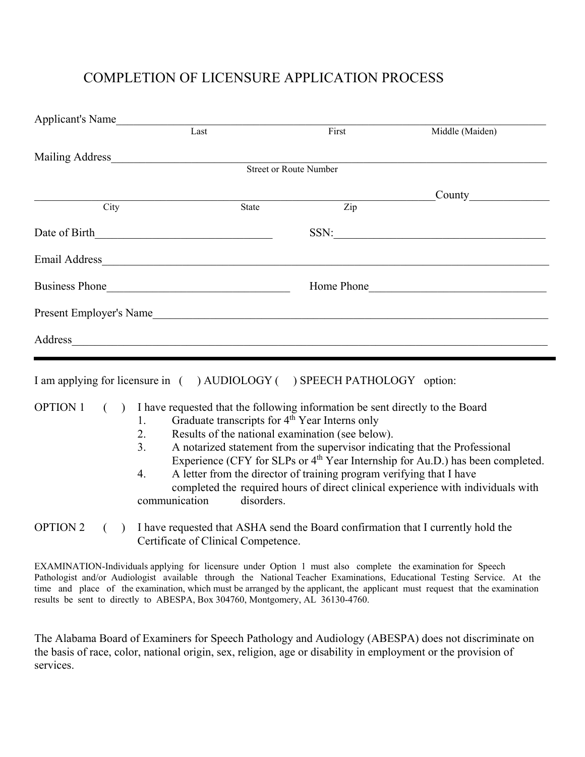# COMPLETION OF LICENSURE APPLICATION PROCESS

Applicant's Name\_\_\_\_\_\_\_\_\_\_\_\_\_\_\_\_\_\_\_\_\_\_\_\_\_\_\_\_\_\_\_\_\_\_\_\_\_\_\_\_\_\_\_\_\_\_\_\_\_\_\_\_\_\_\_\_\_\_\_\_\_\_\_\_\_\_\_\_\_\_\_\_\_\_
Last First Middle (Maiden)

Mailing Address\_\_\_\_\_\_\_\_\_\_\_\_\_\_\_\_\_\_\_\_\_\_\_\_\_\_\_\_\_\_\_\_\_\_\_\_\_\_\_\_\_\_\_\_\_\_\_\_\_\_\_\_\_\_\_\_\_\_\_\_\_\_\_\_\_\_\_\_\_\_\_\_\_\_
Street or Route Number

\_\_\_\_\_\_\_\_\_\_\_\_\_\_\_\_\_\_\_\_\_\_\_\_\_\_\_\_\_\_\_\_\_\_\_\_\_\_\_\_\_\_\_\_\_\_\_\_\_\_\_\_\_\_\_\_\_\_\_\_\_\_\_\_\_\_\_\_County\_\_\_\_\_\_\_\_\_\_\_\_\_\_
City State Zip

Date of Birth\_\_\_\_\_\_\_\_\_\_\_\_\_\_\_\_\_\_\_\_\_\_\_\_\_\_\_\_\_\_\_ SSN:\_\_\_\_\_\_\_\_\_\_\_\_\_\_\_\_\_\_\_\_\_\_\_\_\_\_\_\_\_\_\_\_\_\_\_\_\_

Email Address\_\_\_\_\_\_\_\_\_\_\_\_\_\_\_\_\_\_\_\_\_\_\_\_\_\_\_\_\_\_\_\_\_\_\_\_\_\_\_\_\_\_\_\_\_\_\_\_\_\_\_\_\_\_\_\_\_\_\_\_\_\_\_\_\_\_\_\_\_\_\_\_\_\_\_\_\_\_

Business Phone\_\_\_\_\_\_\_\_\_\_\_\_\_\_\_\_\_\_\_\_\_\_\_\_\_\_\_\_\_\_\_ Home Phone\_\_\_\_\_\_\_\_\_\_\_\_\_\_\_\_\_\_\_\_\_\_\_\_\_\_\_\_\_\_\_

Present Employer's Name\_\_\_\_\_\_\_\_\_\_\_\_\_\_\_\_\_\_\_\_\_\_\_\_\_\_\_\_\_\_\_\_\_\_\_\_\_\_\_\_\_\_\_\_\_\_\_\_\_\_\_\_\_\_\_\_\_\_\_\_\_\_\_\_\_\_

Address\_\_\_\_\_\_\_\_\_\_\_\_\_\_\_\_\_\_\_\_\_\_\_\_\_\_\_\_\_\_\_\_\_\_\_\_\_\_\_\_\_\_\_\_\_\_\_\_\_\_\_\_\_\_\_\_\_\_\_\_\_\_\_\_\_\_\_\_\_\_\_\_\_\_\_\_\_\_\_\_\_\_\_

---

I am applying for licensure in ( ) AUDIOLOGY ( ) SPEECH PATHOLOGY option:

OPTION 1 ( ) I have requested that the following information be sent directly to the Board

1. Graduate transcripts for 4th Year Interns only
2. Results of the national examination (see below).
3. A notarized statement from the supervisor indicating that the Professional Experience (CFY for SLPs or 4th Year Internship for Au.D.) has been completed.
4. A letter from the director of training program verifying that I have completed the required hours of direct clinical experience with individuals with communication disorders.

OPTION 2 ( ) I have requested that ASHA send the Board confirmation that I currently hold the Certificate of Clinical Competence.

EXAMINATION-Individuals applying for licensure under Option 1 must also complete the examination for Speech Pathologist and/or Audiologist available through the National Teacher Examinations, Educational Testing Service. At the time and place of the examination, which must be arranged by the applicant, the applicant must request that the examination results be sent to directly to ABESPA, Box 304760, Montgomery, AL 36130-4760.

The Alabama Board of Examiners for Speech Pathology and Audiology (ABESPA) does not discriminate on the basis of race, color, national origin, sex, religion, age or disability in employment or the provision of services.